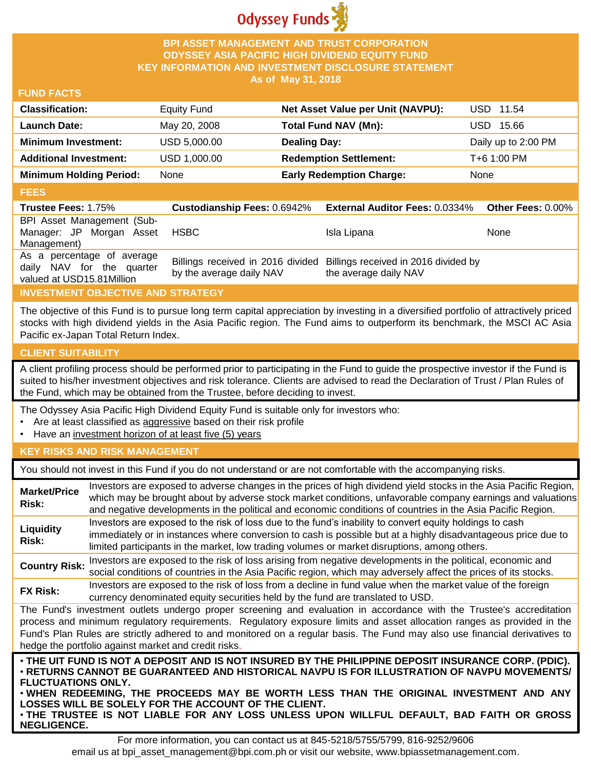Odyssey Funds

# BPI ASSET MANAGEMENT AND TRUST CORPORATION
# ODYSSEY ASIA PACIFIC HIGH DIVIDEND EQUITY FUND
# KEY INFORMATION AND INVESTMENT DISCLOSURE STATEMENT
**As of May 31, 2018**

## FUND FACTS

| | | | |
|---|---|---|---|
| **Classification:** | Equity Fund | **Net Asset Value per Unit (NAVPU):** | USD 11.54 |
| **Launch Date:** | May 20, 2008 | **Total Fund NAV (Mn):** | USD 15.66 |
| **Minimum Investment:** | USD 5,000.00 | **Dealing Day:** | Daily up to 2:00 PM |
| **Additional Investment:** | USD 1,000.00 | **Redemption Settlement:** | T+6 1:00 PM |
| **Minimum Holding Period:** | None | **Early Redemption Charge:** | None |

## FEES

| **Trustee Fees:** 1.75% | **Custodianship Fees:** 0.6942% | **External Auditor Fees:** 0.0334% | **Other Fees:** 0.00% |
|---|---|---|---|
| BPI Asset Management (Sub-Manager: JP Morgan Asset Management) | HSBC | Isla Lipana | None |
| As a percentage of average daily NAV for the quarter valued at USD15.81Million | Billings received in 2016 divided by the average daily NAV | Billings received in 2016 divided by the average daily NAV | |

## INVESTMENT OBJECTIVE AND STRATEGY

The objective of this Fund is to pursue long term capital appreciation by investing in a diversified portfolio of attractively priced stocks with high dividend yields in the Asia Pacific region. The Fund aims to outperform its benchmark, the MSCI AC Asia Pacific ex-Japan Total Return Index.

## CLIENT SUITABILITY

A client profiling process should be performed prior to participating in the Fund to guide the prospective investor if the Fund is suited to his/her investment objectives and risk tolerance. Clients are advised to read the Declaration of Trust / Plan Rules of the Fund, which may be obtained from the Trustee, before deciding to invest.

The Odyssey Asia Pacific High Dividend Equity Fund is suitable only for investors who:

- Are at least classified as aggressive based on their risk profile
- Have an investment horizon of at least five (5) years

## KEY RISKS AND RISK MANAGEMENT

You should not invest in this Fund if you do not understand or are not comfortable with the accompanying risks.

| | |
|---|---|
| **Market/Price Risk:** | Investors are exposed to adverse changes in the prices of high dividend yield stocks in the Asia Pacific Region, which may be brought about by adverse stock market conditions, unfavorable company earnings and valuations and negative developments in the political and economic conditions of countries in the Asia Pacific Region. |
| **Liquidity Risk:** | Investors are exposed to the risk of loss due to the fund's inability to convert equity holdings to cash immediately or in instances where conversion to cash is possible but at a highly disadvantageous price due to limited participants in the market, low trading volumes or market disruptions, among others. |
| **Country Risk:** | Investors are exposed to the risk of loss arising from negative developments in the political, economic and social conditions of countries in the Asia Pacific region, which may adversely affect the prices of its stocks. |
| **FX Risk:** | Investors are exposed to the risk of loss from a decline in fund value when the market value of the foreign currency denominated equity securities held by the fund are translated to USD. |

The Fund's investment outlets undergo proper screening and evaluation in accordance with the Trustee's accreditation process and minimum regulatory requirements. Regulatory exposure limits and asset allocation ranges as provided in the Fund's Plan Rules are strictly adhered to and monitored on a regular basis. The Fund may also use financial derivatives to hedge the portfolio against market and credit risks.

**• THE UIT FUND IS NOT A DEPOSIT AND IS NOT INSURED BY THE PHILIPPINE DEPOSIT INSURANCE CORP. (PDIC).**
**• RETURNS CANNOT BE GUARANTEED AND HISTORICAL NAVPU IS FOR ILLUSTRATION OF NAVPU MOVEMENTS/ FLUCTUATIONS ONLY.**
**• WHEN REDEEMING, THE PROCEEDS MAY BE WORTH LESS THAN THE ORIGINAL INVESTMENT AND ANY LOSSES WILL BE SOLELY FOR THE ACCOUNT OF THE CLIENT.**
**• THE TRUSTEE IS NOT LIABLE FOR ANY LOSS UNLESS UPON WILLFUL DEFAULT, BAD FAITH OR GROSS NEGLIGENCE.**

For more information, you can contact us at 845-5218/5755/5799, 816-9252/9606
email us at bpi_asset_management@bpi.com.ph or visit our website, www.bpiassetmanagement.com.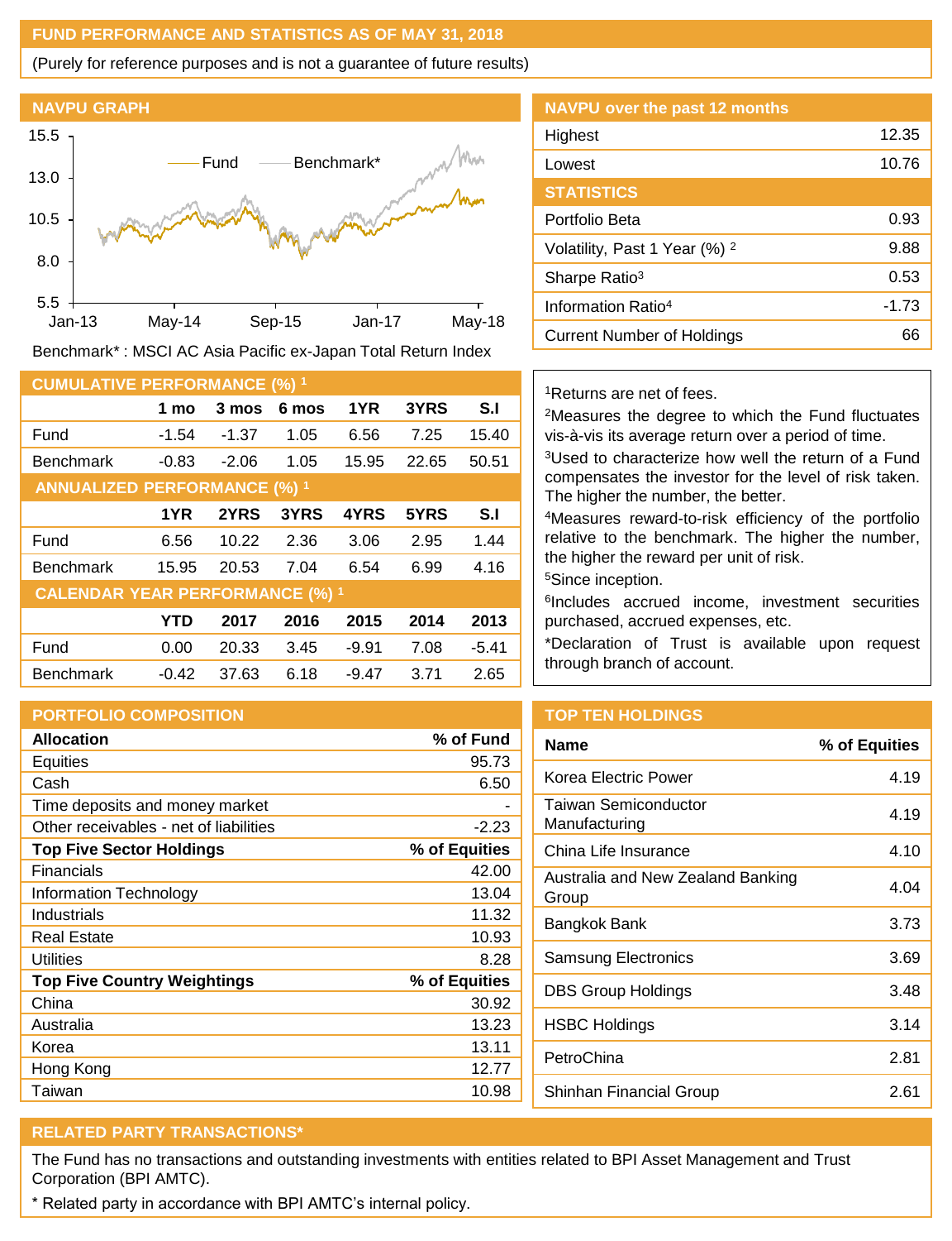## FUND PERFORMANCE AND STATISTICS AS OF MAY 31, 2018

(Purely for reference purposes and is not a guarantee of future results)

### NAVPU GRAPH

Benchmark* : MSCI AC Asia Pacific ex-Japan Total Return Index

### NAVPU over the past 12 months

| | |
|---|---|
| Highest | 12.35 |
| Lowest | 10.76 |

### STATISTICS

| | |
|---|---|
| Portfolio Beta | 0.93 |
| Volatility, Past 1 Year (%) [2] | 9.88 |
| Sharpe Ratio[3] | 0.53 |
| Information Ratio[4] | -1.73 |
| Current Number of Holdings | 66 |

### CUMULATIVE PERFORMANCE (%) [1]

| | 1 mo | 3 mos | 6 mos | 1YR | 3YRS | S.I |
|---|---|---|---|---|---|---|
| Fund | -1.54 | -1.37 | 1.05 | 6.56 | 7.25 | 15.40 |
| Benchmark | -0.83 | -2.06 | 1.05 | 15.95 | 22.65 | 50.51 |

### ANNUALIZED PERFORMANCE (%) [1]

| | 1YR | 2YRS | 3YRS | 4YRS | 5YRS | S.I |
|---|---|---|---|---|---|---|
| Fund | 6.56 | 10.22 | 2.36 | 3.06 | 2.95 | 1.44 |
| Benchmark | 15.95 | 20.53 | 7.04 | 6.54 | 6.99 | 4.16 |

### CALENDAR YEAR PERFORMANCE (%) [1]

| | YTD | 2017 | 2016 | 2015 | 2014 | 2013 |
|---|---|---|---|---|---|---|
| Fund | 0.00 | 20.33 | 3.45 | -9.91 | 7.08 | -5.41 |
| Benchmark | -0.42 | 37.63 | 6.18 | -9.47 | 3.71 | 2.65 |

[1]Returns are net of fees.

[2]Measures the degree to which the Fund fluctuates vis-à-vis its average return over a period of time.

[3]Used to characterize how well the return of a Fund compensates the investor for the level of risk taken. The higher the number, the better.

[4]Measures reward-to-risk efficiency of the portfolio relative to the benchmark. The higher the number, the higher the reward per unit of risk.

[5]Since inception.

[6]Includes accrued income, investment securities purchased, accrued expenses, etc.

*Declaration of Trust is available upon request through branch of account.

### PORTFOLIO COMPOSITION

| Allocation | % of Fund |
|---|---|
| Equities | 95.73 |
| Cash | 6.50 |
| Time deposits and money market | - |
| Other receivables - net of liabilities | -2.23 |
| **Top Five Sector Holdings** | **% of Equities** |
| Financials | 42.00 |
| Information Technology | 13.04 |
| Industrials | 11.32 |
| Real Estate | 10.93 |
| Utilities | 8.28 |
| **Top Five Country Weightings** | **% of Equities** |
| China | 30.92 |
| Australia | 13.23 |
| Korea | 13.11 |
| Hong Kong | 12.77 |
| Taiwan | 10.98 |

### TOP TEN HOLDINGS

| Name | % of Equities |
|---|---|
| Korea Electric Power | 4.19 |
| Taiwan Semiconductor Manufacturing | 4.19 |
| China Life Insurance | 4.10 |
| Australia and New Zealand Banking Group | 4.04 |
| Bangkok Bank | 3.73 |
| Samsung Electronics | 3.69 |
| DBS Group Holdings | 3.48 |
| HSBC Holdings | 3.14 |
| PetroChina | 2.81 |
| Shinhan Financial Group | 2.61 |

### RELATED PARTY TRANSACTIONS*

The Fund has no transactions and outstanding investments with entities related to BPI Asset Management and Trust Corporation (BPI AMTC).

\* Related party in accordance with BPI AMTC's internal policy.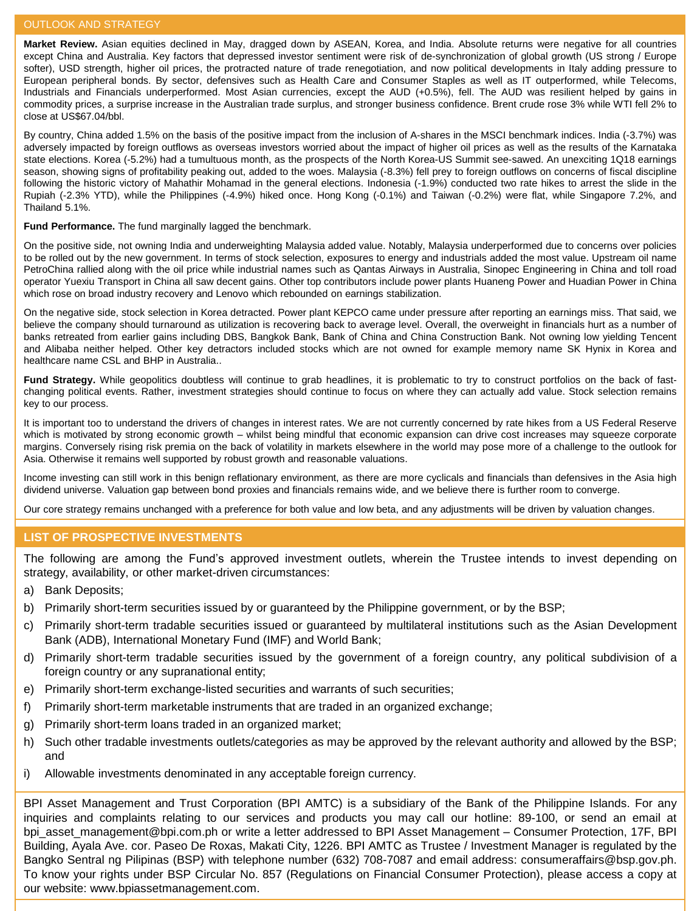## OUTLOOK AND STRATEGY

**Market Review.** Asian equities declined in May, dragged down by ASEAN, Korea, and India. Absolute returns were negative for all countries except China and Australia. Key factors that depressed investor sentiment were risk of de-synchronization of global growth (US strong / Europe softer), USD strength, higher oil prices, the protracted nature of trade renegotiation, and now political developments in Italy adding pressure to European peripheral bonds. By sector, defensives such as Health Care and Consumer Staples as well as IT outperformed, while Telecoms, Industrials and Financials underperformed. Most Asian currencies, except the AUD (+0.5%), fell. The AUD was resilient helped by gains in commodity prices, a surprise increase in the Australian trade surplus, and stronger business confidence. Brent crude rose 3% while WTI fell 2% to close at US$67.04/bbl.

By country, China added 1.5% on the basis of the positive impact from the inclusion of A-shares in the MSCI benchmark indices. India (-3.7%) was adversely impacted by foreign outflows as overseas investors worried about the impact of higher oil prices as well as the results of the Karnataka state elections. Korea (-5.2%) had a tumultuous month, as the prospects of the North Korea-US Summit see-sawed. An unexciting 1Q18 earnings season, showing signs of profitability peaking out, added to the woes. Malaysia (-8.3%) fell prey to foreign outflows on concerns of fiscal discipline following the historic victory of Mahathir Mohamad in the general elections. Indonesia (-1.9%) conducted two rate hikes to arrest the slide in the Rupiah (-2.3% YTD), while the Philippines (-4.9%) hiked once. Hong Kong (-0.1%) and Taiwan (-0.2%) were flat, while Singapore 7.2%, and Thailand 5.1%.

**Fund Performance.** The fund marginally lagged the benchmark.

On the positive side, not owning India and underweighting Malaysia added value. Notably, Malaysia underperformed due to concerns over policies to be rolled out by the new government. In terms of stock selection, exposures to energy and industrials added the most value. Upstream oil name PetroChina rallied along with the oil price while industrial names such as Qantas Airways in Australia, Sinopec Engineering in China and toll road operator Yuexiu Transport in China all saw decent gains. Other top contributors include power plants Huaneng Power and Huadian Power in China which rose on broad industry recovery and Lenovo which rebounded on earnings stabilization.

On the negative side, stock selection in Korea detracted. Power plant KEPCO came under pressure after reporting an earnings miss. That said, we believe the company should turnaround as utilization is recovering back to average level. Overall, the overweight in financials hurt as a number of banks retreated from earlier gains including DBS, Bangkok Bank, Bank of China and China Construction Bank. Not owning low yielding Tencent and Alibaba neither helped. Other key detractors included stocks which are not owned for example memory name SK Hynix in Korea and healthcare name CSL and BHP in Australia..

**Fund Strategy.** While geopolitics doubtless will continue to grab headlines, it is problematic to try to construct portfolios on the back of fast-changing political events. Rather, investment strategies should continue to focus on where they can actually add value. Stock selection remains key to our process.

It is important too to understand the drivers of changes in interest rates. We are not currently concerned by rate hikes from a US Federal Reserve which is motivated by strong economic growth – whilst being mindful that economic expansion can drive cost increases may squeeze corporate margins. Conversely rising risk premia on the back of volatility in markets elsewhere in the world may pose more of a challenge to the outlook for Asia. Otherwise it remains well supported by robust growth and reasonable valuations.

Income investing can still work in this benign reflationary environment, as there are more cyclicals and financials than defensives in the Asia high dividend universe. Valuation gap between bond proxies and financials remains wide, and we believe there is further room to converge.

Our core strategy remains unchanged with a preference for both value and low beta, and any adjustments will be driven by valuation changes.

## LIST OF PROSPECTIVE INVESTMENTS

The following are among the Fund's approved investment outlets, wherein the Trustee intends to invest depending on strategy, availability, or other market-driven circumstances:

a) Bank Deposits;
b) Primarily short-term securities issued by or guaranteed by the Philippine government, or by the BSP;
c) Primarily short-term tradable securities issued or guaranteed by multilateral institutions such as the Asian Development Bank (ADB), International Monetary Fund (IMF) and World Bank;
d) Primarily short-term tradable securities issued by the government of a foreign country, any political subdivision of a foreign country or any supranational entity;
e) Primarily short-term exchange-listed securities and warrants of such securities;
f) Primarily short-term marketable instruments that are traded in an organized exchange;
g) Primarily short-term loans traded in an organized market;
h) Such other tradable investments outlets/categories as may be approved by the relevant authority and allowed by the BSP; and
i) Allowable investments denominated in any acceptable foreign currency.

BPI Asset Management and Trust Corporation (BPI AMTC) is a subsidiary of the Bank of the Philippine Islands. For any inquiries and complaints relating to our services and products you may call our hotline: 89-100, or send an email at bpi_asset_management@bpi.com.ph or write a letter addressed to BPI Asset Management – Consumer Protection, 17F, BPI Building, Ayala Ave. cor. Paseo De Roxas, Makati City, 1226. BPI AMTC as Trustee / Investment Manager is regulated by the Bangko Sentral ng Pilipinas (BSP) with telephone number (632) 708-7087 and email address: consumeraffairs@bsp.gov.ph. To know your rights under BSP Circular No. 857 (Regulations on Financial Consumer Protection), please access a copy at our website: www.bpiassetmanagement.com.